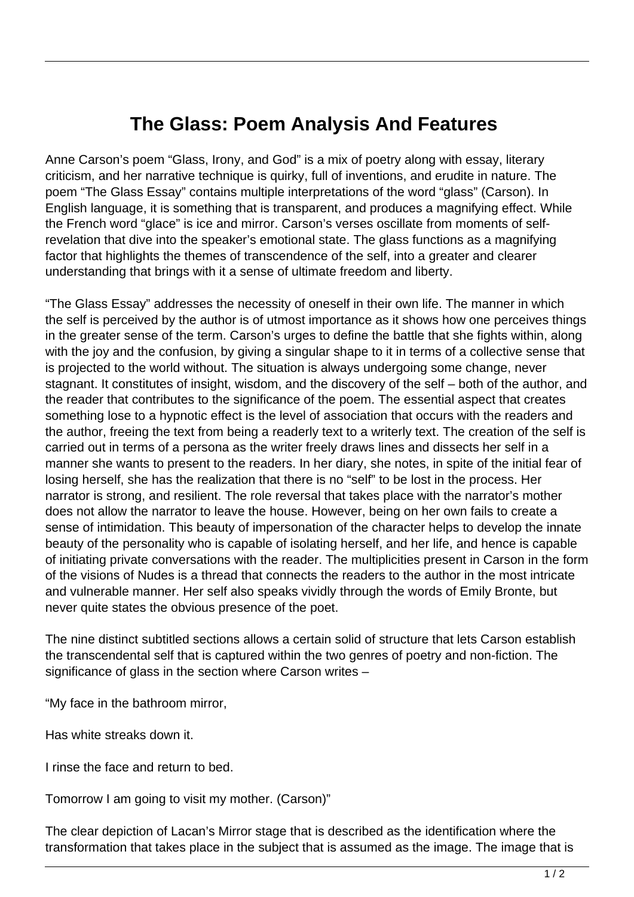# The Glass: Poem Analysis And Features

Anne Carson's poem "Glass, Irony, and God" is a mix of poetry along with essay, literary criticism, and her narrative technique is quirky, full of inventions, and erudite in nature. The poem "The Glass Essay" contains multiple interpretations of the word "glass" (Carson). In English language, it is something that is transparent, and produces a magnifying effect. While the French word "glace" is ice and mirror. Carson's verses oscillate from moments of self-revelation that dive into the speaker's emotional state. The glass functions as a magnifying factor that highlights the themes of transcendence of the self, into a greater and clearer understanding that brings with it a sense of ultimate freedom and liberty.

"The Glass Essay" addresses the necessity of oneself in their own life. The manner in which the self is perceived by the author is of utmost importance as it shows how one perceives things in the greater sense of the term. Carson's urges to define the battle that she fights within, along with the joy and the confusion, by giving a singular shape to it in terms of a collective sense that is projected to the world without. The situation is always undergoing some change, never stagnant. It constitutes of insight, wisdom, and the discovery of the self – both of the author, and the reader that contributes to the significance of the poem. The essential aspect that creates something lose to a hypnotic effect is the level of association that occurs with the readers and the author, freeing the text from being a readerly text to a writerly text. The creation of the self is carried out in terms of a persona as the writer freely draws lines and dissects her self in a manner she wants to present to the readers. In her diary, she notes, in spite of the initial fear of losing herself, she has the realization that there is no "self" to be lost in the process. Her narrator is strong, and resilient. The role reversal that takes place with the narrator's mother does not allow the narrator to leave the house. However, being on her own fails to create a sense of intimidation. This beauty of impersonation of the character helps to develop the innate beauty of the personality who is capable of isolating herself, and her life, and hence is capable of initiating private conversations with the reader. The multiplicities present in Carson in the form of the visions of Nudes is a thread that connects the readers to the author in the most intricate and vulnerable manner. Her self also speaks vividly through the words of Emily Bronte, but never quite states the obvious presence of the poet.

The nine distinct subtitled sections allows a certain solid of structure that lets Carson establish the transcendental self that is captured within the two genres of poetry and non-fiction. The significance of glass in the section where Carson writes –

"My face in the bathroom mirror,

Has white streaks down it.

I rinse the face and return to bed.

Tomorrow I am going to visit my mother. (Carson)"

The clear depiction of Lacan's Mirror stage that is described as the identification where the transformation that takes place in the subject that is assumed as the image. The image that is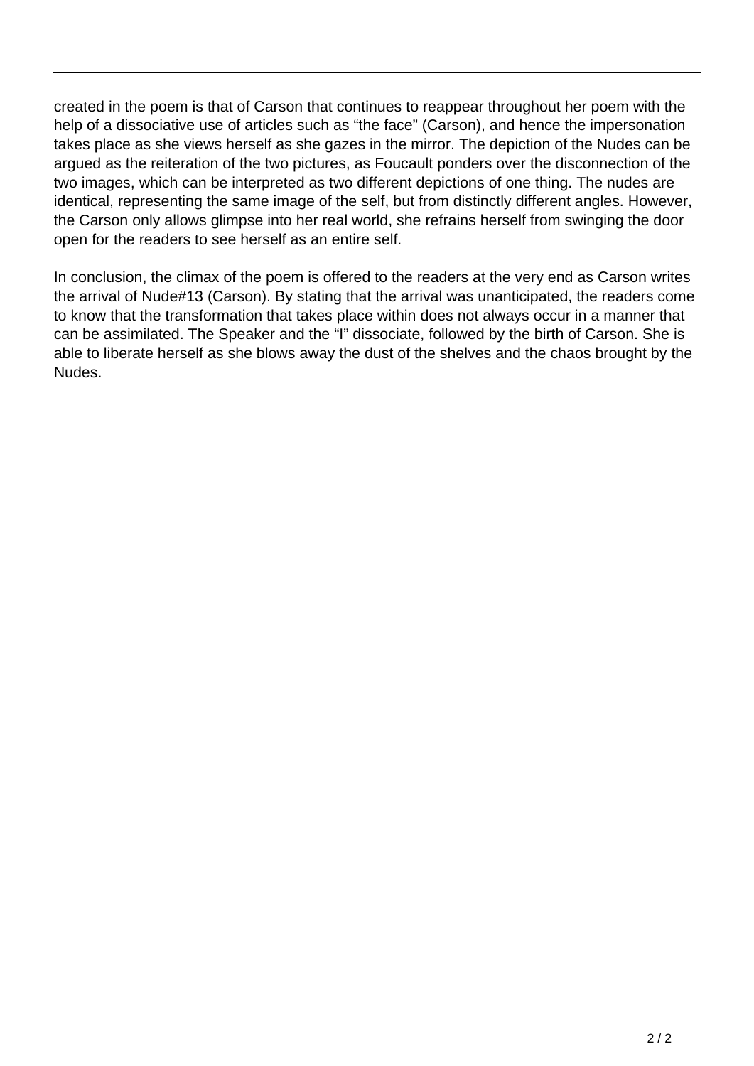created in the poem is that of Carson that continues to reappear throughout her poem with the help of a dissociative use of articles such as “the face” (Carson), and hence the impersonation takes place as she views herself as she gazes in the mirror. The depiction of the Nudes can be argued as the reiteration of the two pictures, as Foucault ponders over the disconnection of the two images, which can be interpreted as two different depictions of one thing. The nudes are identical, representing the same image of the self, but from distinctly different angles. However, the Carson only allows glimpse into her real world, she refrains herself from swinging the door open for the readers to see herself as an entire self.

In conclusion, the climax of the poem is offered to the readers at the very end as Carson writes the arrival of Nude#13 (Carson). By stating that the arrival was unanticipated, the readers come to know that the transformation that takes place within does not always occur in a manner that can be assimilated. The Speaker and the “I” dissociate, followed by the birth of Carson. She is able to liberate herself as she blows away the dust of the shelves and the chaos brought by the Nudes.